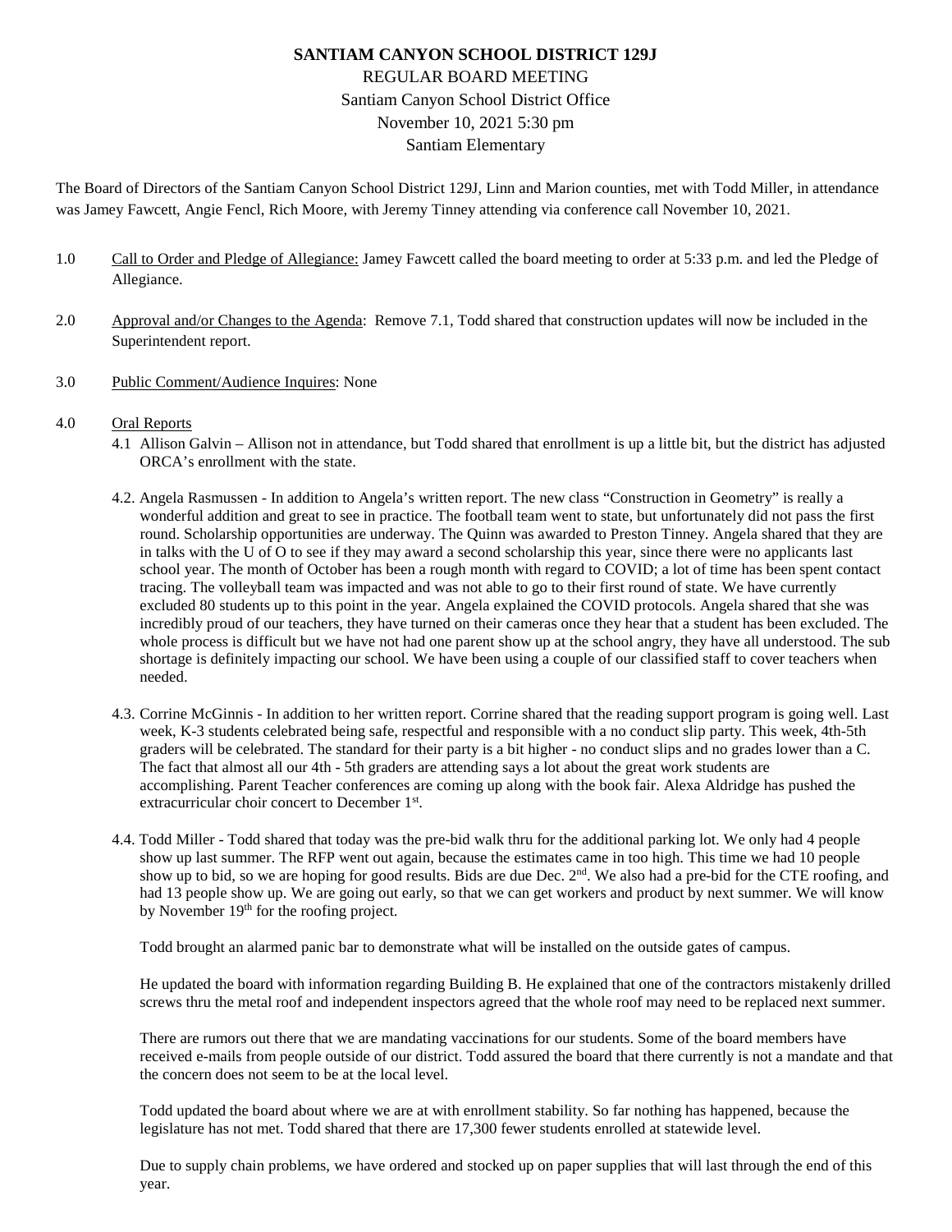# SANTIAM CANYON SCHOOL DISTRICT 129J

REGULAR BOARD MEETING
Santiam Canyon School District Office
November 10, 2021 5:30 pm
Santiam Elementary

The Board of Directors of the Santiam Canyon School District 129J, Linn and Marion counties, met with Todd Miller, in attendance was Jamey Fawcett, Angie Fencl, Rich Moore, with Jeremy Tinney attending via conference call November 10, 2021.

1.0 Call to Order and Pledge of Allegiance: Jamey Fawcett called the board meeting to order at 5:33 p.m. and led the Pledge of Allegiance.

2.0 Approval and/or Changes to the Agenda: Remove 7.1, Todd shared that construction updates will now be included in the Superintendent report.

3.0 Public Comment/Audience Inquires: None

4.0 Oral Reports

4.1 Allison Galvin – Allison not in attendance, but Todd shared that enrollment is up a little bit, but the district has adjusted ORCA's enrollment with the state.

4.2. Angela Rasmussen - In addition to Angela's written report. The new class "Construction in Geometry" is really a wonderful addition and great to see in practice. The football team went to state, but unfortunately did not pass the first round. Scholarship opportunities are underway. The Quinn was awarded to Preston Tinney. Angela shared that they are in talks with the U of O to see if they may award a second scholarship this year, since there were no applicants last school year. The month of October has been a rough month with regard to COVID; a lot of time has been spent contact tracing. The volleyball team was impacted and was not able to go to their first round of state. We have currently excluded 80 students up to this point in the year. Angela explained the COVID protocols. Angela shared that she was incredibly proud of our teachers, they have turned on their cameras once they hear that a student has been excluded. The whole process is difficult but we have not had one parent show up at the school angry, they have all understood. The sub shortage is definitely impacting our school. We have been using a couple of our classified staff to cover teachers when needed.

4.3. Corrine McGinnis - In addition to her written report. Corrine shared that the reading support program is going well. Last week, K-3 students celebrated being safe, respectful and responsible with a no conduct slip party. This week, 4th-5th graders will be celebrated. The standard for their party is a bit higher - no conduct slips and no grades lower than a C. The fact that almost all our 4th - 5th graders are attending says a lot about the great work students are accomplishing. Parent Teacher conferences are coming up along with the book fair. Alexa Aldridge has pushed the extracurricular choir concert to December 1st.

4.4. Todd Miller - Todd shared that today was the pre-bid walk thru for the additional parking lot. We only had 4 people show up last summer. The RFP went out again, because the estimates came in too high. This time we had 10 people show up to bid, so we are hoping for good results. Bids are due Dec. 2nd. We also had a pre-bid for the CTE roofing, and had 13 people show up. We are going out early, so that we can get workers and product by next summer. We will know by November 19th for the roofing project.

Todd brought an alarmed panic bar to demonstrate what will be installed on the outside gates of campus.

He updated the board with information regarding Building B. He explained that one of the contractors mistakenly drilled screws thru the metal roof and independent inspectors agreed that the whole roof may need to be replaced next summer.

There are rumors out there that we are mandating vaccinations for our students. Some of the board members have received e-mails from people outside of our district. Todd assured the board that there currently is not a mandate and that the concern does not seem to be at the local level.

Todd updated the board about where we are at with enrollment stability. So far nothing has happened, because the legislature has not met. Todd shared that there are 17,300 fewer students enrolled at statewide level.

Due to supply chain problems, we have ordered and stocked up on paper supplies that will last through the end of this year.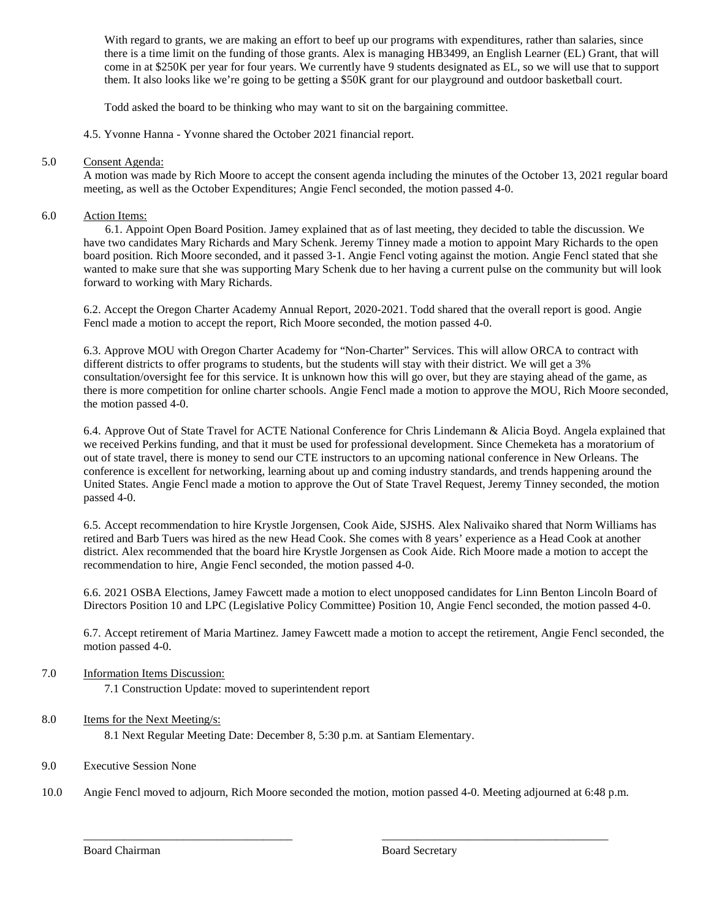With regard to grants, we are making an effort to beef up our programs with expenditures, rather than salaries, since there is a time limit on the funding of those grants. Alex is managing HB3499, an English Learner (EL) Grant, that will come in at $250K per year for four years. We currently have 9 students designated as EL, so we will use that to support them. It also looks like we're going to be getting a $50K grant for our playground and outdoor basketball court.

Todd asked the board to be thinking who may want to sit on the bargaining committee.

4.5. Yvonne Hanna - Yvonne shared the October 2021 financial report.

5.0 Consent Agenda:

A motion was made by Rich Moore to accept the consent agenda including the minutes of the October 13, 2021 regular board meeting, as well as the October Expenditures; Angie Fencl seconded, the motion passed 4-0.

6.0 Action Items:

6.1. Appoint Open Board Position. Jamey explained that as of last meeting, they decided to table the discussion. We have two candidates Mary Richards and Mary Schenk. Jeremy Tinney made a motion to appoint Mary Richards to the open board position. Rich Moore seconded, and it passed 3-1. Angie Fencl voting against the motion. Angie Fencl stated that she wanted to make sure that she was supporting Mary Schenk due to her having a current pulse on the community but will look forward to working with Mary Richards.

6.2. Accept the Oregon Charter Academy Annual Report, 2020-2021. Todd shared that the overall report is good. Angie Fencl made a motion to accept the report, Rich Moore seconded, the motion passed 4-0.

6.3. Approve MOU with Oregon Charter Academy for "Non-Charter" Services. This will allow ORCA to contract with different districts to offer programs to students, but the students will stay with their district. We will get a 3% consultation/oversight fee for this service. It is unknown how this will go over, but they are staying ahead of the game, as there is more competition for online charter schools. Angie Fencl made a motion to approve the MOU, Rich Moore seconded, the motion passed 4-0.

6.4. Approve Out of State Travel for ACTE National Conference for Chris Lindemann & Alicia Boyd. Angela explained that we received Perkins funding, and that it must be used for professional development. Since Chemeketa has a moratorium of out of state travel, there is money to send our CTE instructors to an upcoming national conference in New Orleans. The conference is excellent for networking, learning about up and coming industry standards, and trends happening around the United States. Angie Fencl made a motion to approve the Out of State Travel Request, Jeremy Tinney seconded, the motion passed 4-0.

6.5. Accept recommendation to hire Krystle Jorgensen, Cook Aide, SJSHS. Alex Nalivaiko shared that Norm Williams has retired and Barb Tuers was hired as the new Head Cook. She comes with 8 years' experience as a Head Cook at another district. Alex recommended that the board hire Krystle Jorgensen as Cook Aide. Rich Moore made a motion to accept the recommendation to hire, Angie Fencl seconded, the motion passed 4-0.

6.6. 2021 OSBA Elections, Jamey Fawcett made a motion to elect unopposed candidates for Linn Benton Lincoln Board of Directors Position 10 and LPC (Legislative Policy Committee) Position 10, Angie Fencl seconded, the motion passed 4-0.

6.7. Accept retirement of Maria Martinez. Jamey Fawcett made a motion to accept the retirement, Angie Fencl seconded, the motion passed 4-0.

7.0 Information Items Discussion:

7.1 Construction Update: moved to superintendent report

8.0 Items for the Next Meeting/s:

8.1 Next Regular Meeting Date: December 8, 5:30 p.m. at Santiam Elementary.

9.0 Executive Session None

10.0 Angie Fencl moved to adjourn, Rich Moore seconded the motion, motion passed 4-0. Meeting adjourned at 6:48 p.m.

_____________________________________ _____________________________________

Board Chairman Board Secretary